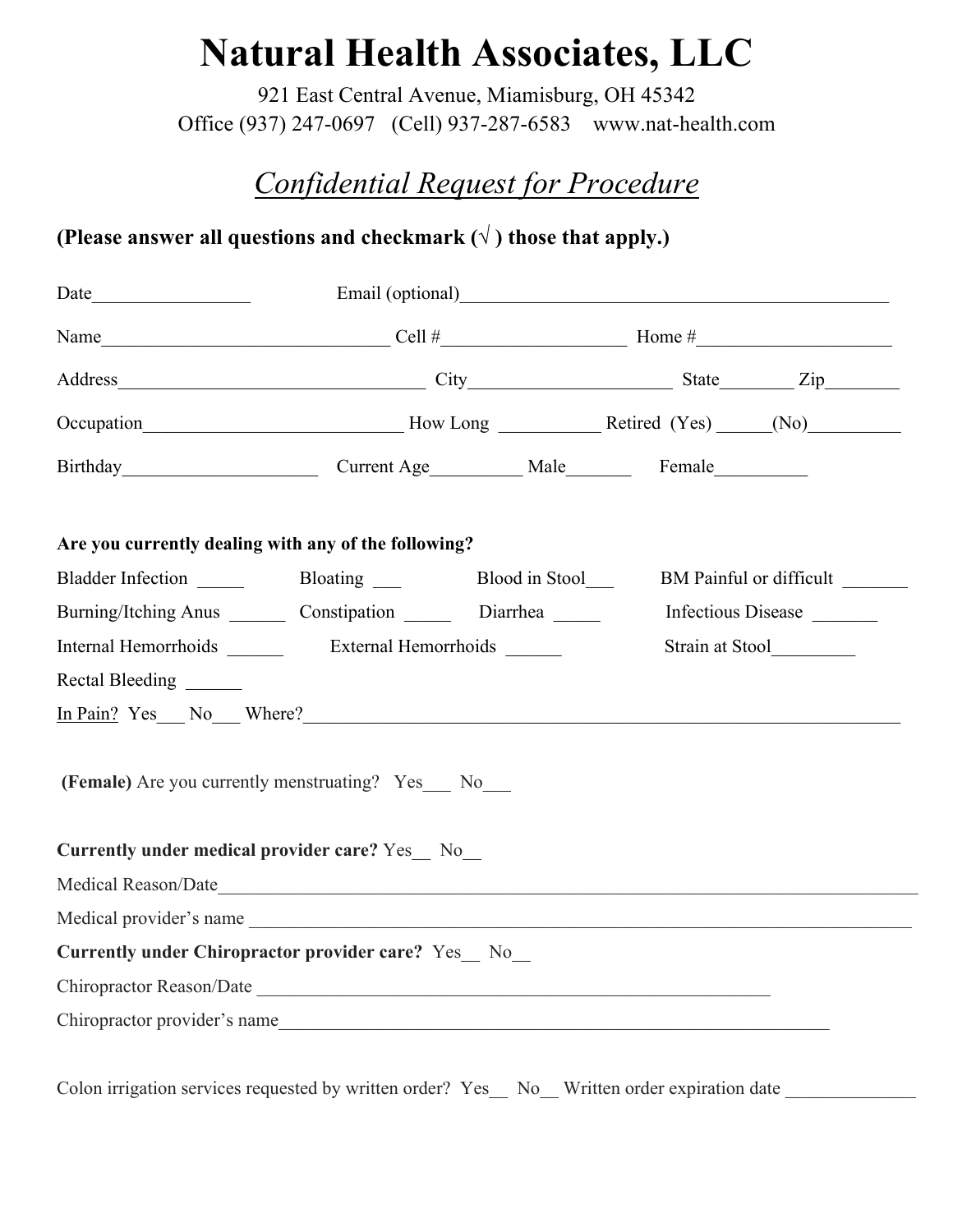# Natural Health Associates, LLC

921 East Central Avenue, Miamisburg, OH 45342
Office (937) 247-0697 (Cell) 937-287-6583 www.nat-health.com

## *Confidential Request for Procedure*

**(Please answer all questions and checkmark (√ ) those that apply.)**

Date_________________ Email (optional)_______________________________________________

Name_______________________________ Cell #___________________ Home #_____________________

Address_________________________________ City_____________________ State________ Zip________

Occupation____________________________ How Long ___________ Retired (Yes) ______(No)__________

Birthday_____________________ Current Age__________ Male_______ Female__________

**Are you currently dealing with any of the following?**

Bladder Infection _____ Bloating ___ Blood in Stool___ BM Painful or difficult _______

Burning/Itching Anus ______ Constipation _____ Diarrhea _____ Infectious Disease _______

Internal Hemorrhoids ______ External Hemorrhoids ______ Strain at Stool_________

Rectal Bleeding ______

In Pain? Yes___ No___ Where?_________________________________________________________________

**(Female)** Are you currently menstruating? Yes___ No___

**Currently under medical provider care?** Yes__ No__

Medical Reason/Date_______________________________________________________________________________

Medical provider's name ____________________________________________________________________________

**Currently under Chiropractor provider care?** Yes__ No__

Chiropractor Reason/Date ___________________________________________________________

Chiropractor provider's name______________________________________________________________

Colon irrigation services requested by written order? Yes__ No__ Written order expiration date ______________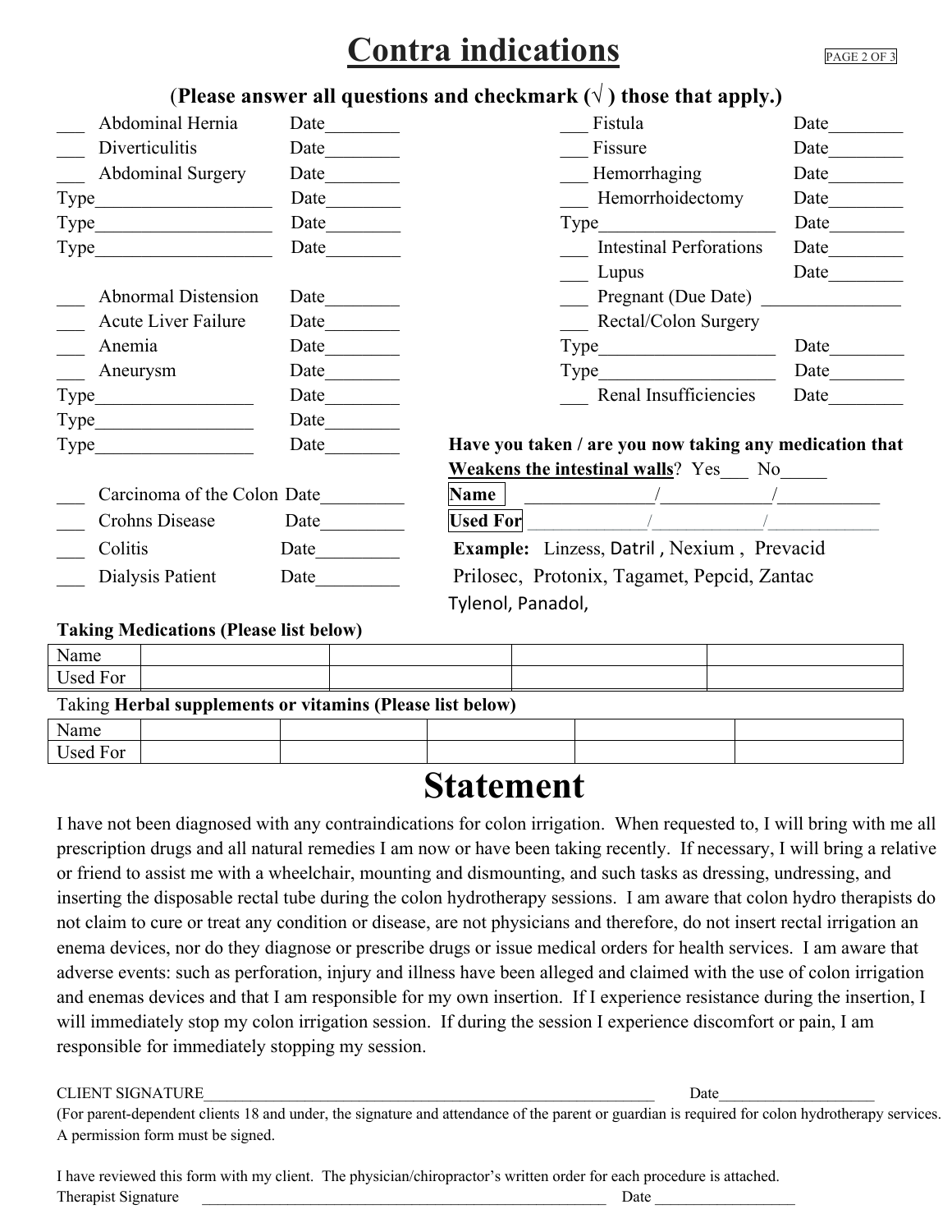# Contra indications

**(Please answer all questions and checkmark (√ ) those that apply.)**

___ Abdominal Hernia Date________
___ Diverticulitis Date________
___ Abdominal Surgery Date________
Type___________________ Date________
Type___________________ Date________
Type___________________ Date________

___ Abnormal Distension Date________
___ Acute Liver Failure Date________
___ Anemia Date________
___ Aneurysm Date________
Type_________________ Date________
Type_________________ Date________
Type_________________ Date________

___ Carcinoma of the Colon Date_________
___ Crohns Disease Date_________
___ Colitis Date_________
___ Dialysis Patient Date_________

___ Fistula Date________
___ Fissure Date________
___ Hemorrhaging Date________
___ Hemorrhoidectomy Date________
Type___________________ Date________
___ Intestinal Perforations Date________
___ Lupus Date________
___ Pregnant (Due Date) _______________
___ Rectal/Colon Surgery
Type___________________ Date________
Type___________________ Date________
___ Renal Insufficiencies Date________

**Have you taken / are you now taking any medication that Weakens the intestinal walls**? Yes___ No_____

**Name** ______________/____________/___________
**Used For** _____________/____________/____________

**Example:** Linzess, Datril , Nexium , Prevacid
Prilosec, Protonix, Tagamet, Pepcid, Zantac
Tylenol, Panadol,

**Taking Medications (Please list below)**

| Name | | | | |
|---|---|---|---|---|
| Used For | | | | |

Taking **Herbal supplements or vitamins (Please list below)**

| Name | | | | | |
|---|---|---|---|---|---|
| Used For | | | | | |

# Statement

I have not been diagnosed with any contraindications for colon irrigation. When requested to, I will bring with me all prescription drugs and all natural remedies I am now or have been taking recently. If necessary, I will bring a relative or friend to assist me with a wheelchair, mounting and dismounting, and such tasks as dressing, undressing, and inserting the disposable rectal tube during the colon hydrotherapy sessions. I am aware that colon hydro therapists do not claim to cure or treat any condition or disease, are not physicians and therefore, do not insert rectal irrigation an enema devices, nor do they diagnose or prescribe drugs or issue medical orders for health services. I am aware that adverse events: such as perforation, injury and illness have been alleged and claimed with the use of colon irrigation and enemas devices and that I am responsible for my own insertion. If I experience resistance during the insertion, I will immediately stop my colon irrigation session. If during the session I experience discomfort or pain, I am responsible for immediately stopping my session.

CLIENT SIGNATURE___________________________________________________________ Date___________________
(For parent-dependent clients 18 and under, the signature and attendance of the parent or guardian is required for colon hydrotherapy services. A permission form must be signed.

I have reviewed this form with my client. The physician/chiropractor's written order for each procedure is attached.
Therapist Signature _____________________________________________________ Date _________________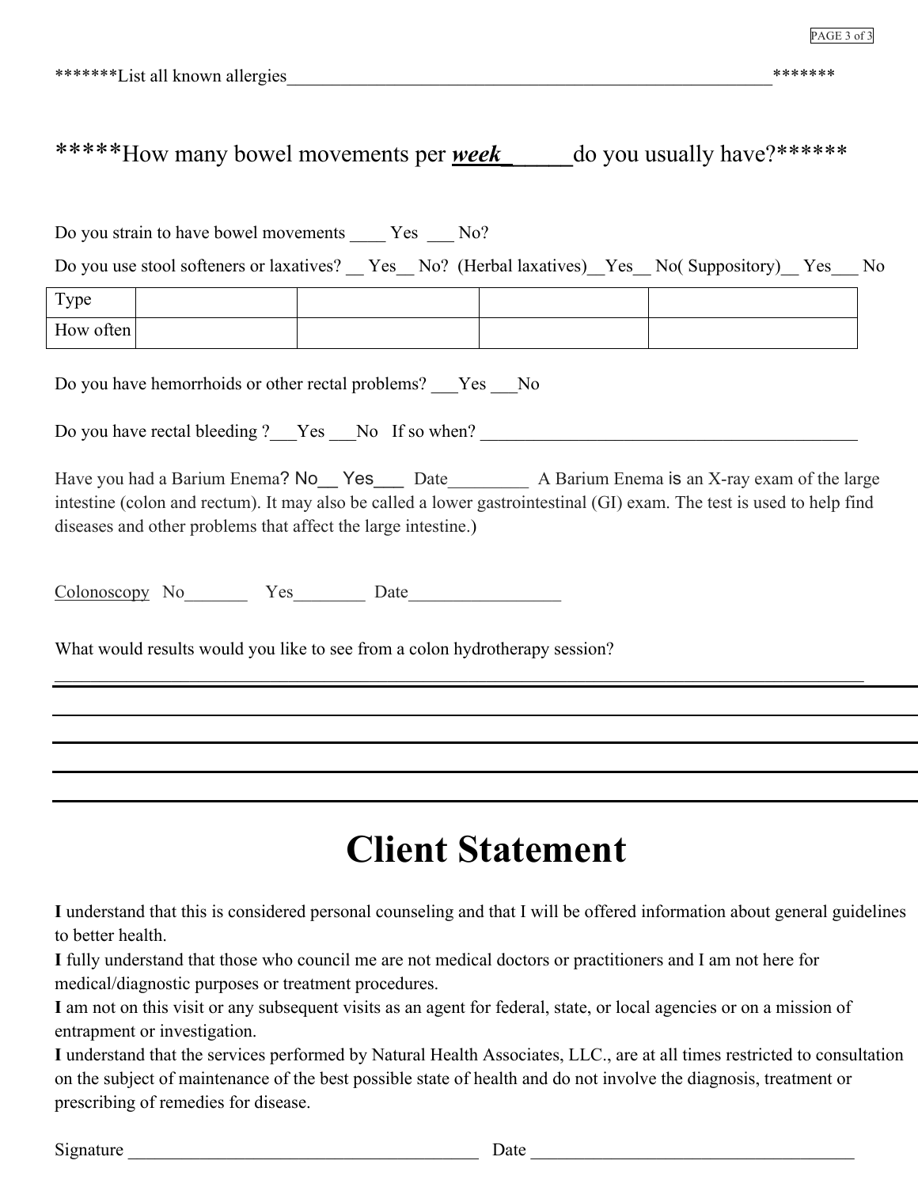*******List all known allergies_______________________________________________________*******

*****How many bowel movements per ***week***_____do you usually have?******

Do you strain to have bowel movements ____ Yes ___ No?

Do you use stool softeners or laxatives? __ Yes__ No? (Herbal laxatives)__Yes__ No( Suppository)__ Yes___ No

| | | | | |
|---|---|---|---|---|
| Type | | | | |
| How often | | | | |

Do you have hemorrhoids or other rectal problems? ___Yes ___No

Do you have rectal bleeding ?___Yes ___No If so when? ____________________________________________

Have you had a Barium Enema? No__ Yes___ Date_________ A Barium Enema is an X-ray exam of the large intestine (colon and rectum). It may also be called a lower gastrointestinal (GI) exam. The test is used to help find diseases and other problems that affect the large intestine.)

Colonoscopy No_______ Yes________ Date_________________

What would results would you like to see from a colon hydrotherapy session?

______________________________________________________________________________

______________________________________________________________________________

______________________________________________________________________________

______________________________________________________________________________

______________________________________________________________________________

# Client Statement

**I** understand that this is considered personal counseling and that I will be offered information about general guidelines to better health.

**I** fully understand that those who council me are not medical doctors or practitioners and I am not here for medical/diagnostic purposes or treatment procedures.

**I** am not on this visit or any subsequent visits as an agent for federal, state, or local agencies or on a mission of entrapment or investigation.

**I** understand that the services performed by Natural Health Associates, LLC., are at all times restricted to consultation on the subject of maintenance of the best possible state of health and do not involve the diagnosis, treatment or prescribing of remedies for disease.

Signature ________________________________________ Date ______________________________________